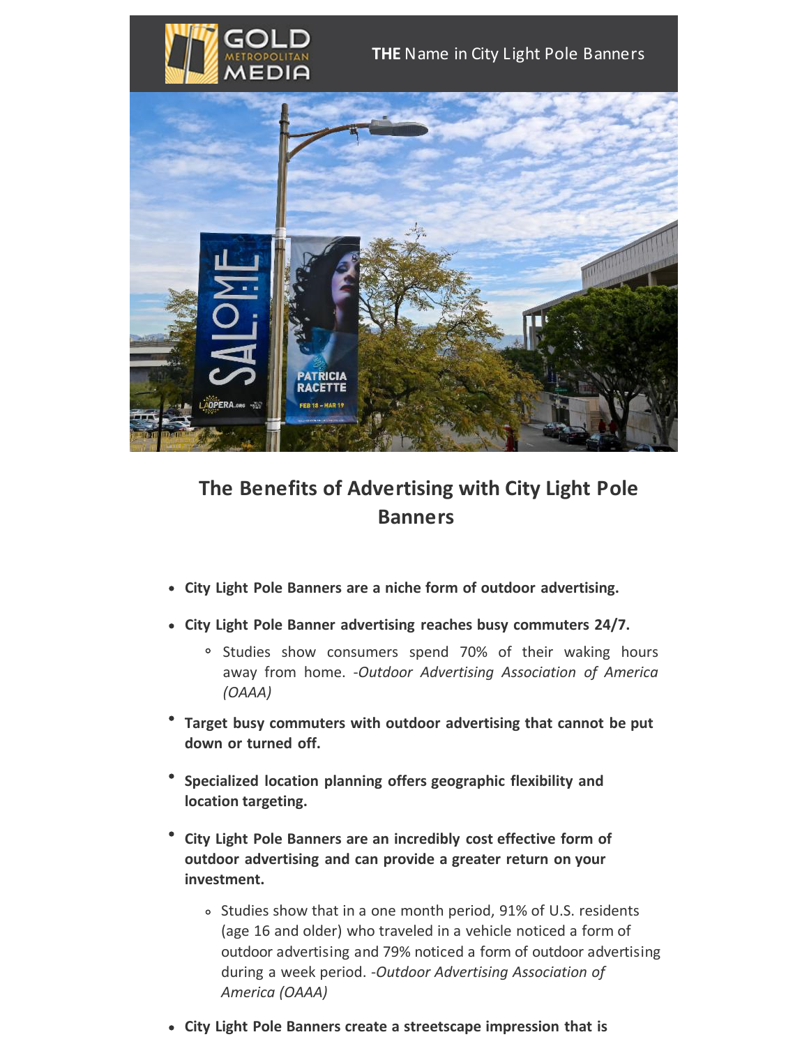GOLD METROPOLITAN MEDIA

**THE** Name in City Light Pole Banners

## The Benefits of Advertising with City Light Pole Banners

- **City Light Pole Banners are a niche form of outdoor advertising.**
- **City Light Pole Banner advertising reaches busy commuters 24/7.**
    - Studies show consumers spend 70% of their waking hours away from home. -*Outdoor Advertising Association of America (OAAA)*
- **Target busy commuters with outdoor advertising that cannot be put down or turned off.**
- **Specialized location planning offers geographic flexibility and location targeting.**
- **City Light Pole Banners are an incredibly cost effective form of outdoor advertising and can provide a greater return on your investment.**
    - Studies show that in a one month period, 91% of U.S. residents (age 16 and older) who traveled in a vehicle noticed a form of outdoor advertising and 79% noticed a form of outdoor advertising during a week period. -*Outdoor Advertising Association of America (OAAA)*
- **City Light Pole Banners create a streetscape impression that is**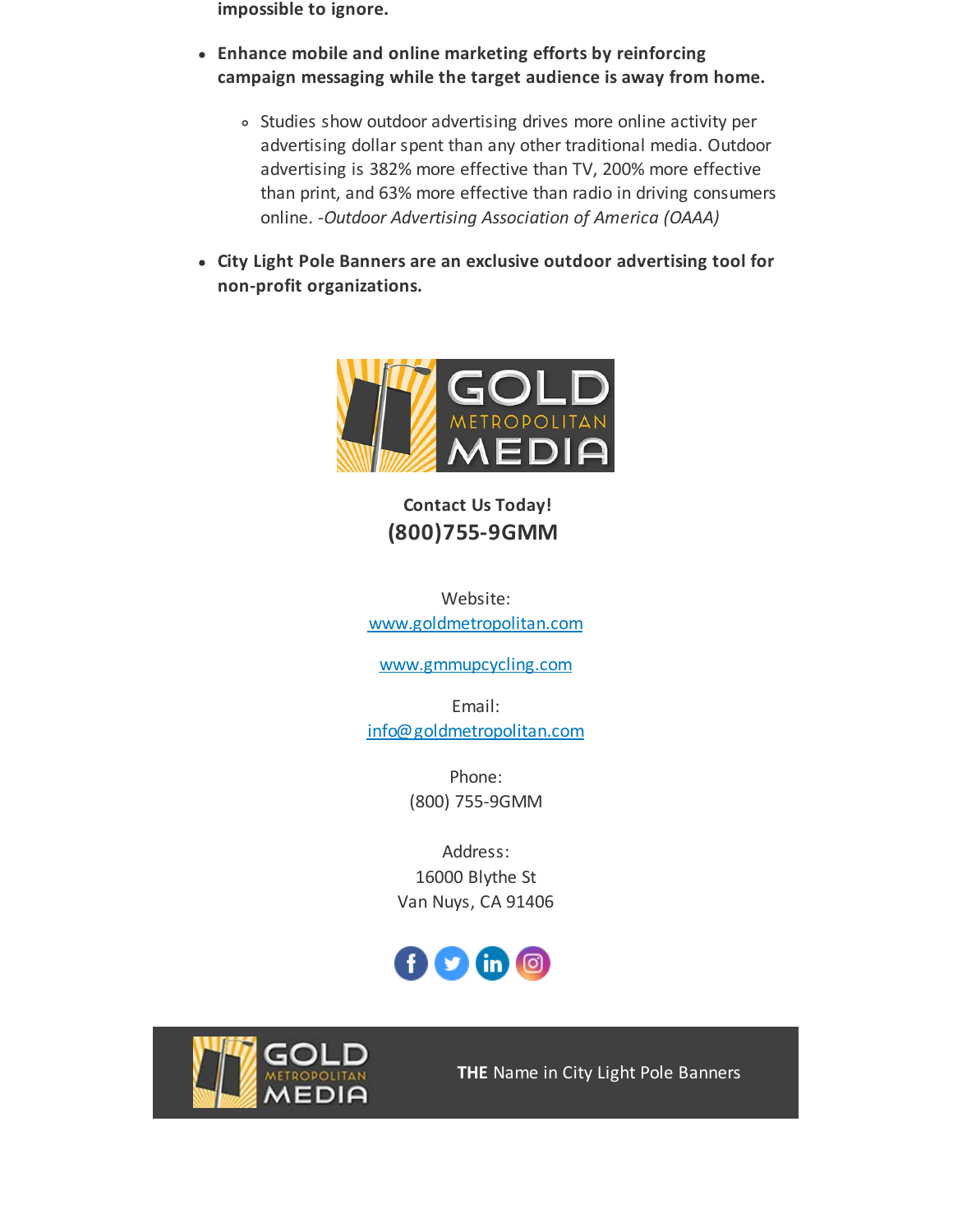**impossible to ignore.**

- **Enhance mobile and online marketing efforts by reinforcing campaign messaging while the target audience is away from home.**
  - Studies show outdoor advertising drives more online activity per advertising dollar spent than any other traditional media. Outdoor advertising is 382% more effective than TV, 200% more effective than print, and 63% more effective than radio in driving consumers online. -*Outdoor Advertising Association of America (OAAA)*
- **City Light Pole Banners are an exclusive outdoor advertising tool for non-profit organizations.**

**Contact Us Today!**

**(800)755-9GMM**

Website:
www.goldmetropolitan.com

www.gmmupcycling.com

Email:
info@goldmetropolitan.com

Phone:
(800) 755-9GMM

Address:
16000 Blythe St
Van Nuys, CA 91406

**THE** Name in City Light Pole Banners